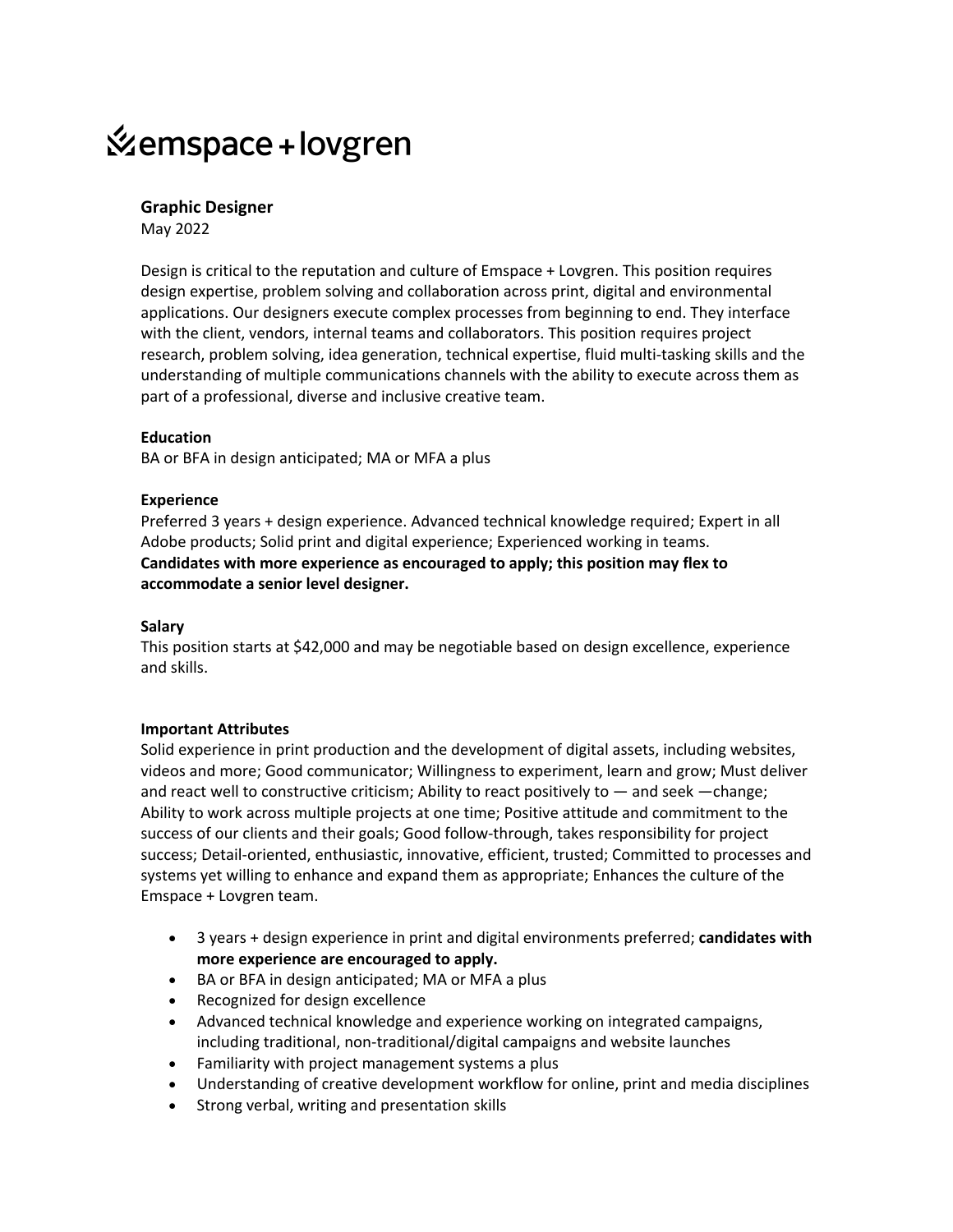# emspace + lovgren

## Graphic Designer

May 2022

Design is critical to the reputation and culture of Emspace + Lovgren. This position requires design expertise, problem solving and collaboration across print, digital and environmental applications. Our designers execute complex processes from beginning to end. They interface with the client, vendors, internal teams and collaborators. This position requires project research, problem solving, idea generation, technical expertise, fluid multi-tasking skills and the understanding of multiple communications channels with the ability to execute across them as part of a professional, diverse and inclusive creative team.

### Education

BA or BFA in design anticipated; MA or MFA a plus

### Experience

Preferred 3 years + design experience. Advanced technical knowledge required; Expert in all Adobe products; Solid print and digital experience; Experienced working in teams.
**Candidates with more experience as encouraged to apply; this position may flex to accommodate a senior level designer.**

### Salary

This position starts at $42,000 and may be negotiable based on design excellence, experience and skills.

### Important Attributes

Solid experience in print production and the development of digital assets, including websites, videos and more; Good communicator; Willingness to experiment, learn and grow; Must deliver and react well to constructive criticism; Ability to react positively to — and seek —change; Ability to work across multiple projects at one time; Positive attitude and commitment to the success of our clients and their goals; Good follow-through, takes responsibility for project success; Detail-oriented, enthusiastic, innovative, efficient, trusted; Committed to processes and systems yet willing to enhance and expand them as appropriate; Enhances the culture of the Emspace + Lovgren team.

- 3 years + design experience in print and digital environments preferred; **candidates with more experience are encouraged to apply.**
- BA or BFA in design anticipated; MA or MFA a plus
- Recognized for design excellence
- Advanced technical knowledge and experience working on integrated campaigns, including traditional, non-traditional/digital campaigns and website launches
- Familiarity with project management systems a plus
- Understanding of creative development workflow for online, print and media disciplines
- Strong verbal, writing and presentation skills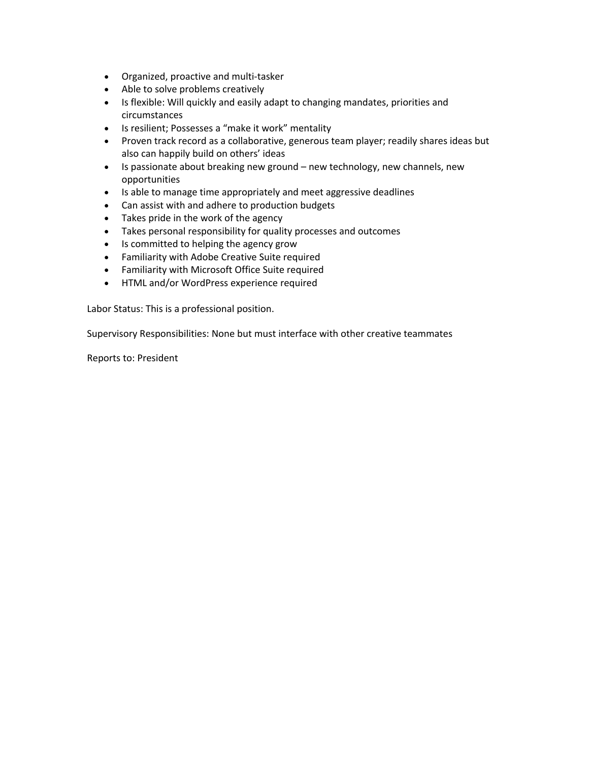- Organized, proactive and multi-tasker
- Able to solve problems creatively
- Is flexible: Will quickly and easily adapt to changing mandates, priorities and circumstances
- Is resilient; Possesses a "make it work" mentality
- Proven track record as a collaborative, generous team player; readily shares ideas but also can happily build on others' ideas
- Is passionate about breaking new ground – new technology, new channels, new opportunities
- Is able to manage time appropriately and meet aggressive deadlines
- Can assist with and adhere to production budgets
- Takes pride in the work of the agency
- Takes personal responsibility for quality processes and outcomes
- Is committed to helping the agency grow
- Familiarity with Adobe Creative Suite required
- Familiarity with Microsoft Office Suite required
- HTML and/or WordPress experience required

Labor Status: This is a professional position.

Supervisory Responsibilities: None but must interface with other creative teammates

Reports to: President